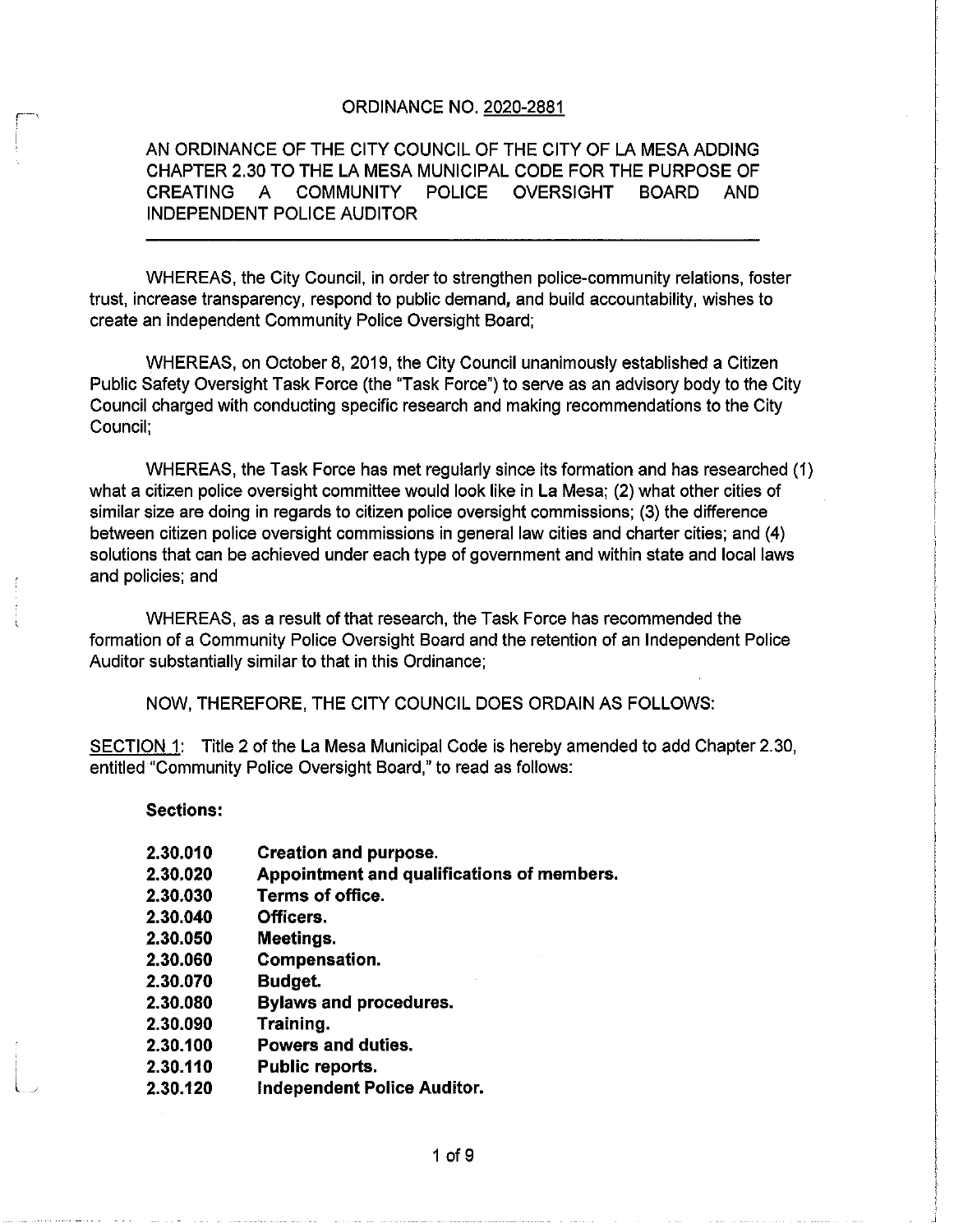# ORDINANCE NO. 2020-2881

## AN ORDINANCE OF THE CITY COUNCIL OF THE CITY OF LA MESA ADDING CHAPTER 2.30 TO THE LA MESA MUNICIPAL CODE FOR THE PURPOSE OF CREATING A COMMUNITY POLICE OVERSIGHT BOARD AND INDEPENDENT POLICE AUDITOR

WHEREAS, the City Council, in order to strengthen police-community relations, foster trust, increase transparency, respond to public demand, and build accountability, wishes to create an independent Community Police Oversight Board;

WHEREAS, on October 8, 2019, the City Council unanimously established a Citizen Public Safety Oversight Task Force (the "Task Force") to serve as an advisory body to the City Council charged with conducting specific research and making recommendations to the City Council;

WHEREAS, the Task Force has met regularly since its formation and has researched (1) what a citizen police oversight committee would look like in La Mesa; (2) what other cities of similar size are doing in regards to citizen police oversight commissions; (3) the difference between citizen police oversight commissions in general law cities and charter cities; and (4) solutions that can be achieved under each type of government and within state and local laws and policies; and

WHEREAS, as a result of that research, the Task Force has recommended the formation of a Community Police Oversight Board and the retention of an Independent Police Auditor substantially similar to that in this Ordinance;

NOW, THEREFORE, THE CITY COUNCIL DOES ORDAIN AS FOLLOWS:

SECTION 1: Title 2 of the La Mesa Municipal Code is hereby amended to add Chapter 2.30, entitled "Community Police Oversight Board," to read as follows:

**Sections:**

**2.30.010 Creation and purpose.**
**2.30.020 Appointment and qualifications of members.**
**2.30.030 Terms of office.**
**2.30.040 Officers.**
**2.30.050 Meetings.**
**2.30.060 Compensation.**
**2.30.070 Budget.**
**2.30.080 Bylaws and procedures.**
**2.30.090 Training.**
**2.30.100 Powers and duties.**
**2.30.110 Public reports.**
**2.30.120 Independent Police Auditor.**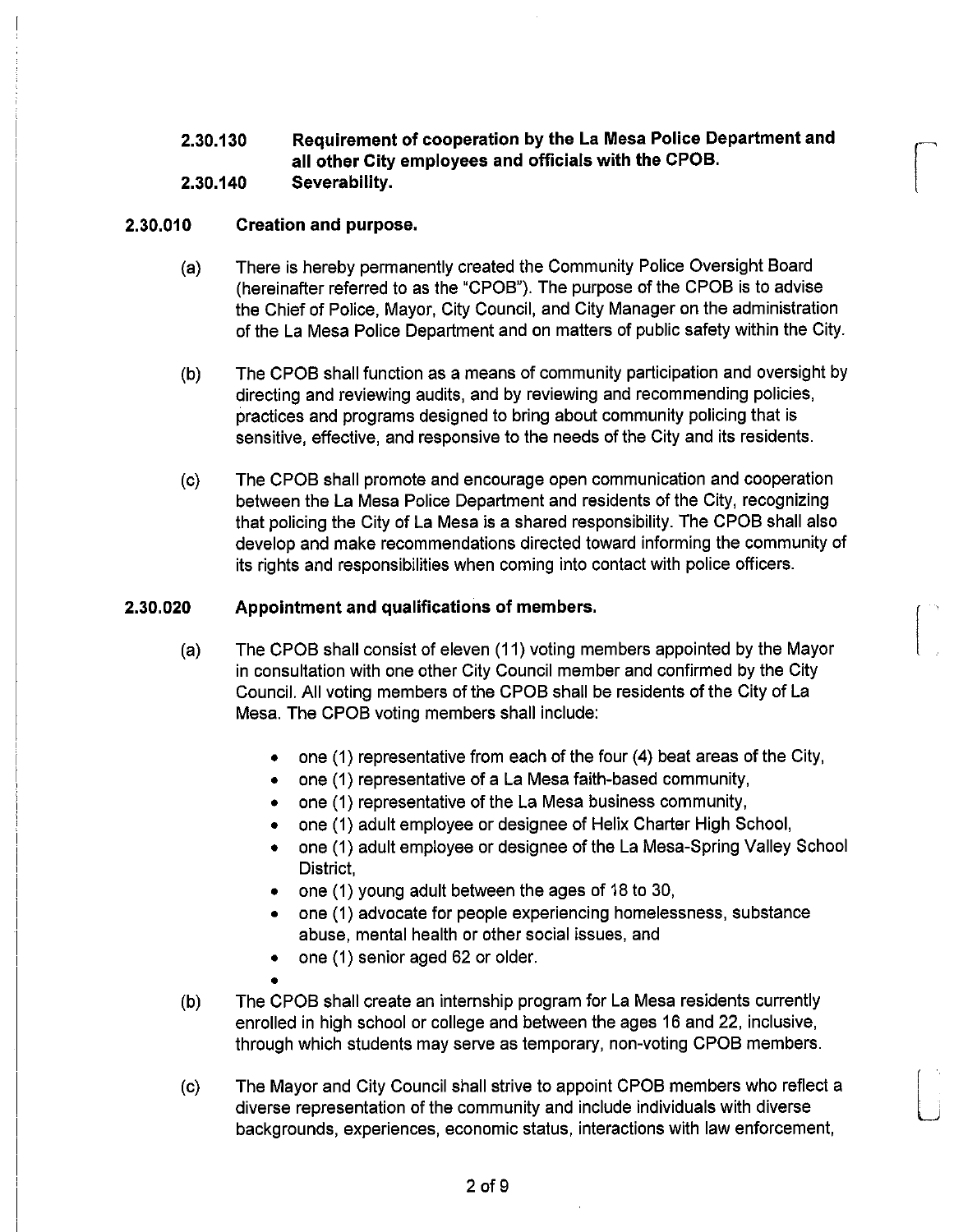**2.30.130 Requirement of cooperation by the La Mesa Police Department and all other City employees and officials with the CPOB.**

**2.30.140 Severability.**

## 2.30.010 Creation and purpose.

(a) There is hereby permanently created the Community Police Oversight Board (hereinafter referred to as the "CPOB"). The purpose of the CPOB is to advise the Chief of Police, Mayor, City Council, and City Manager on the administration of the La Mesa Police Department and on matters of public safety within the City.

(b) The CPOB shall function as a means of community participation and oversight by directing and reviewing audits, and by reviewing and recommending policies, practices and programs designed to bring about community policing that is sensitive, effective, and responsive to the needs of the City and its residents.

(c) The CPOB shall promote and encourage open communication and cooperation between the La Mesa Police Department and residents of the City, recognizing that policing the City of La Mesa is a shared responsibility. The CPOB shall also develop and make recommendations directed toward informing the community of its rights and responsibilities when coming into contact with police officers.

## 2.30.020 Appointment and qualifications of members.

(a) The CPOB shall consist of eleven (11) voting members appointed by the Mayor in consultation with one other City Council member and confirmed by the City Council. All voting members of the CPOB shall be residents of the City of La Mesa. The CPOB voting members shall include:

- one (1) representative from each of the four (4) beat areas of the City,
- one (1) representative of a La Mesa faith-based community,
- one (1) representative of the La Mesa business community,
- one (1) adult employee or designee of Helix Charter High School,
- one (1) adult employee or designee of the La Mesa-Spring Valley School District,
- one (1) young adult between the ages of 18 to 30,
- one (1) advocate for people experiencing homelessness, substance abuse, mental health or other social issues, and
- one (1) senior aged 62 or older.

(b) The CPOB shall create an internship program for La Mesa residents currently enrolled in high school or college and between the ages 16 and 22, inclusive, through which students may serve as temporary, non-voting CPOB members.

(c) The Mayor and City Council shall strive to appoint CPOB members who reflect a diverse representation of the community and include individuals with diverse backgrounds, experiences, economic status, interactions with law enforcement,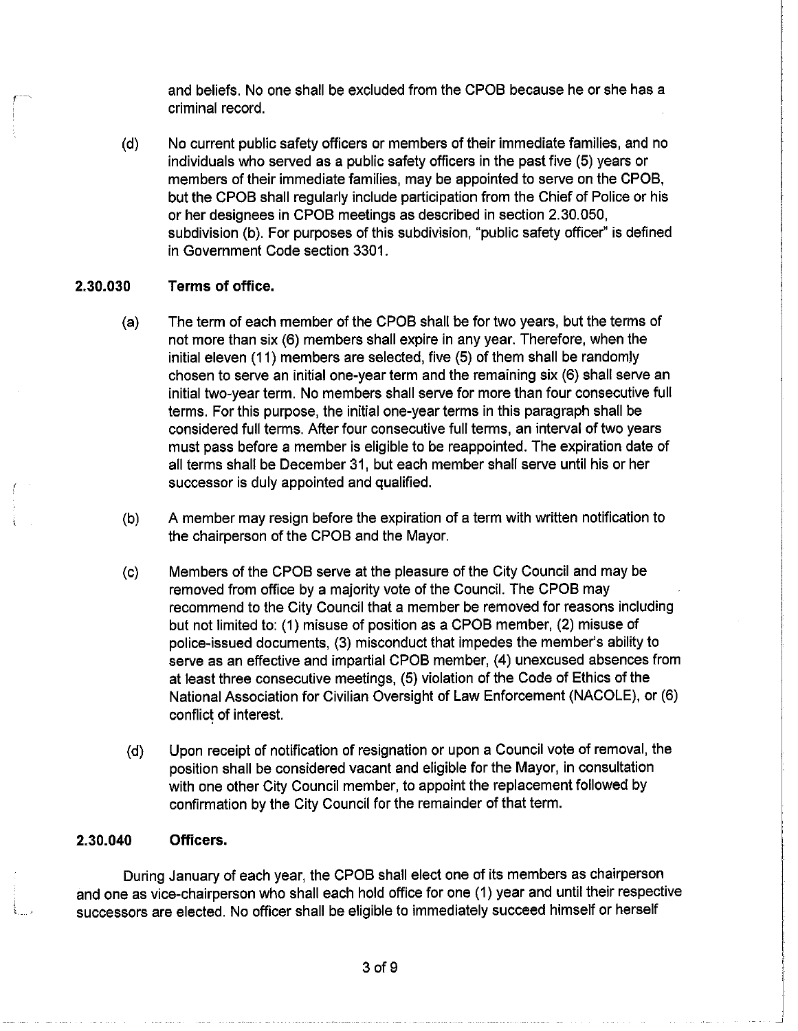and beliefs. No one shall be excluded from the CPOB because he or she has a criminal record.

(d) No current public safety officers or members of their immediate families, and no individuals who served as a public safety officers in the past five (5) years or members of their immediate families, may be appointed to serve on the CPOB, but the CPOB shall regularly include participation from the Chief of Police or his or her designees in CPOB meetings as described in section 2.30.050, subdivision (b). For purposes of this subdivision, "public safety officer" is defined in Government Code section 3301.

### 2.30.030 Terms of office.

(a) The term of each member of the CPOB shall be for two years, but the terms of not more than six (6) members shall expire in any year. Therefore, when the initial eleven (11) members are selected, five (5) of them shall be randomly chosen to serve an initial one-year term and the remaining six (6) shall serve an initial two-year term. No members shall serve for more than four consecutive full terms. For this purpose, the initial one-year terms in this paragraph shall be considered full terms. After four consecutive full terms, an interval of two years must pass before a member is eligible to be reappointed. The expiration date of all terms shall be December 31, but each member shall serve until his or her successor is duly appointed and qualified.

(b) A member may resign before the expiration of a term with written notification to the chairperson of the CPOB and the Mayor.

(c) Members of the CPOB serve at the pleasure of the City Council and may be removed from office by a majority vote of the Council. The CPOB may recommend to the City Council that a member be removed for reasons including but not limited to: (1) misuse of position as a CPOB member, (2) misuse of police-issued documents, (3) misconduct that impedes the member's ability to serve as an effective and impartial CPOB member, (4) unexcused absences from at least three consecutive meetings, (5) violation of the Code of Ethics of the National Association for Civilian Oversight of Law Enforcement (NACOLE), or (6) conflict of interest.

(d) Upon receipt of notification of resignation or upon a Council vote of removal, the position shall be considered vacant and eligible for the Mayor, in consultation with one other City Council member, to appoint the replacement followed by confirmation by the City Council for the remainder of that term.

### 2.30.040 Officers.

During January of each year, the CPOB shall elect one of its members as chairperson and one as vice-chairperson who shall each hold office for one (1) year and until their respective successors are elected. No officer shall be eligible to immediately succeed himself or herself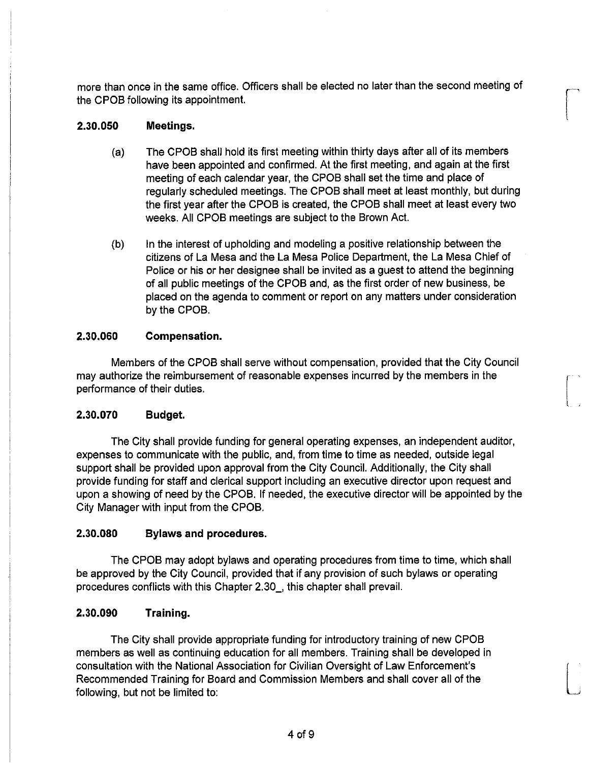more than once in the same office. Officers shall be elected no later than the second meeting of the CPOB following its appointment.

**2.30.050 Meetings.**

(a) The CPOB shall hold its first meeting within thirty days after all of its members have been appointed and confirmed. At the first meeting, and again at the first meeting of each calendar year, the CPOB shall set the time and place of regularly scheduled meetings. The CPOB shall meet at least monthly, but during the first year after the CPOB is created, the CPOB shall meet at least every two weeks. All CPOB meetings are subject to the Brown Act.

(b) In the interest of upholding and modeling a positive relationship between the citizens of La Mesa and the La Mesa Police Department, the La Mesa Chief of Police or his or her designee shall be invited as a guest to attend the beginning of all public meetings of the CPOB and, as the first order of new business, be placed on the agenda to comment or report on any matters under consideration by the CPOB.

**2.30.060 Compensation.**

Members of the CPOB shall serve without compensation, provided that the City Council may authorize the reimbursement of reasonable expenses incurred by the members in the performance of their duties.

**2.30.070 Budget.**

The City shall provide funding for general operating expenses, an independent auditor, expenses to communicate with the public, and, from time to time as needed, outside legal support shall be provided upon approval from the City Council. Additionally, the City shall provide funding for staff and clerical support including an executive director upon request and upon a showing of need by the CPOB. If needed, the executive director will be appointed by the City Manager with input from the CPOB.

**2.30.080 Bylaws and procedures.**

The CPOB may adopt bylaws and operating procedures from time to time, which shall be approved by the City Council, provided that if any provision of such bylaws or operating procedures conflicts with this Chapter 2.30_, this chapter shall prevail.

**2.30.090 Training.**

The City shall provide appropriate funding for introductory training of new CPOB members as well as continuing education for all members. Training shall be developed in consultation with the National Association for Civilian Oversight of Law Enforcement's Recommended Training for Board and Commission Members and shall cover all of the following, but not be limited to: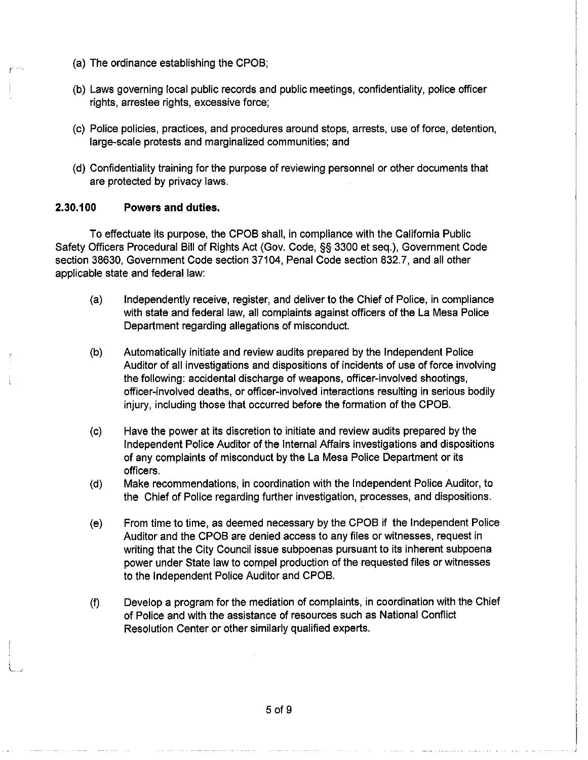(a) The ordinance establishing the CPOB;

(b) Laws governing local public records and public meetings, confidentiality, police officer rights, arrestee rights, excessive force;

(c) Police policies, practices, and procedures around stops, arrests, use of force, detention, large-scale protests and marginalized communities; and

(d) Confidentiality training for the purpose of reviewing personnel or other documents that are protected by privacy laws.

### 2.30.100 Powers and duties.

To effectuate its purpose, the CPOB shall, in compliance with the California Public Safety Officers Procedural Bill of Rights Act (Gov. Code, §§ 3300 et seq.), Government Code section 38630, Government Code section 37104, Penal Code section 832.7, and all other applicable state and federal law:

(a) Independently receive, register, and deliver to the Chief of Police, in compliance with state and federal law, all complaints against officers of the La Mesa Police Department regarding allegations of misconduct.

(b) Automatically initiate and review audits prepared by the Independent Police Auditor of all investigations and dispositions of incidents of use of force involving the following: accidental discharge of weapons, officer-involved shootings, officer-involved deaths, or officer-involved interactions resulting in serious bodily injury, including those that occurred before the formation of the CPOB.

(c) Have the power at its discretion to initiate and review audits prepared by the Independent Police Auditor of the Internal Affairs investigations and dispositions of any complaints of misconduct by the La Mesa Police Department or its officers.

(d) Make recommendations, in coordination with the Independent Police Auditor, to the Chief of Police regarding further investigation, processes, and dispositions.

(e) From time to time, as deemed necessary by the CPOB if the Independent Police Auditor and the CPOB are denied access to any files or witnesses, request in writing that the City Council issue subpoenas pursuant to its inherent subpoena power under State law to compel production of the requested files or witnesses to the Independent Police Auditor and CPOB.

(f) Develop a program for the mediation of complaints, in coordination with the Chief of Police and with the assistance of resources such as National Conflict Resolution Center or other similarly qualified experts.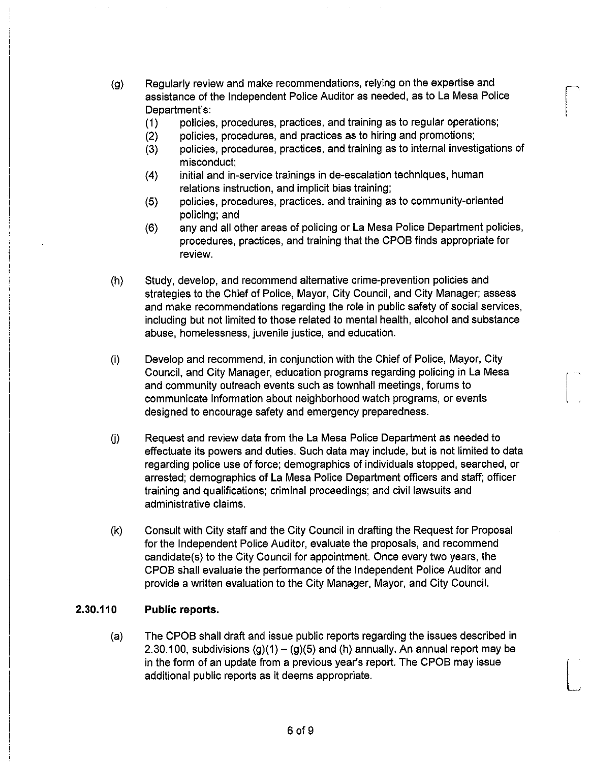(g) Regularly review and make recommendations, relying on the expertise and assistance of the Independent Police Auditor as needed, as to La Mesa Police Department's:

  (1) policies, procedures, practices, and training as to regular operations;
  (2) policies, procedures, and practices as to hiring and promotions;
  (3) policies, procedures, practices, and training as to internal investigations of misconduct;
  (4) initial and in-service trainings in de-escalation techniques, human relations instruction, and implicit bias training;
  (5) policies, procedures, practices, and training as to community-oriented policing; and
  (6) any and all other areas of policing or La Mesa Police Department policies, procedures, practices, and training that the CPOB finds appropriate for review.

(h) Study, develop, and recommend alternative crime-prevention policies and strategies to the Chief of Police, Mayor, City Council, and City Manager; assess and make recommendations regarding the role in public safety of social services, including but not limited to those related to mental health, alcohol and substance abuse, homelessness, juvenile justice, and education.

(i) Develop and recommend, in conjunction with the Chief of Police, Mayor, City Council, and City Manager, education programs regarding policing in La Mesa and community outreach events such as townhall meetings, forums to communicate information about neighborhood watch programs, or events designed to encourage safety and emergency preparedness.

(j) Request and review data from the La Mesa Police Department as needed to effectuate its powers and duties. Such data may include, but is not limited to data regarding police use of force; demographics of individuals stopped, searched, or arrested; demographics of La Mesa Police Department officers and staff; officer training and qualifications; criminal proceedings; and civil lawsuits and administrative claims.

(k) Consult with City staff and the City Council in drafting the Request for Proposal for the Independent Police Auditor, evaluate the proposals, and recommend candidate(s) to the City Council for appointment. Once every two years, the CPOB shall evaluate the performance of the Independent Police Auditor and provide a written evaluation to the City Manager, Mayor, and City Council.

## 2.30.110 Public reports.

(a) The CPOB shall draft and issue public reports regarding the issues described in 2.30.100, subdivisions (g)(1) – (g)(5) and (h) annually. An annual report may be in the form of an update from a previous year's report. The CPOB may issue additional public reports as it deems appropriate.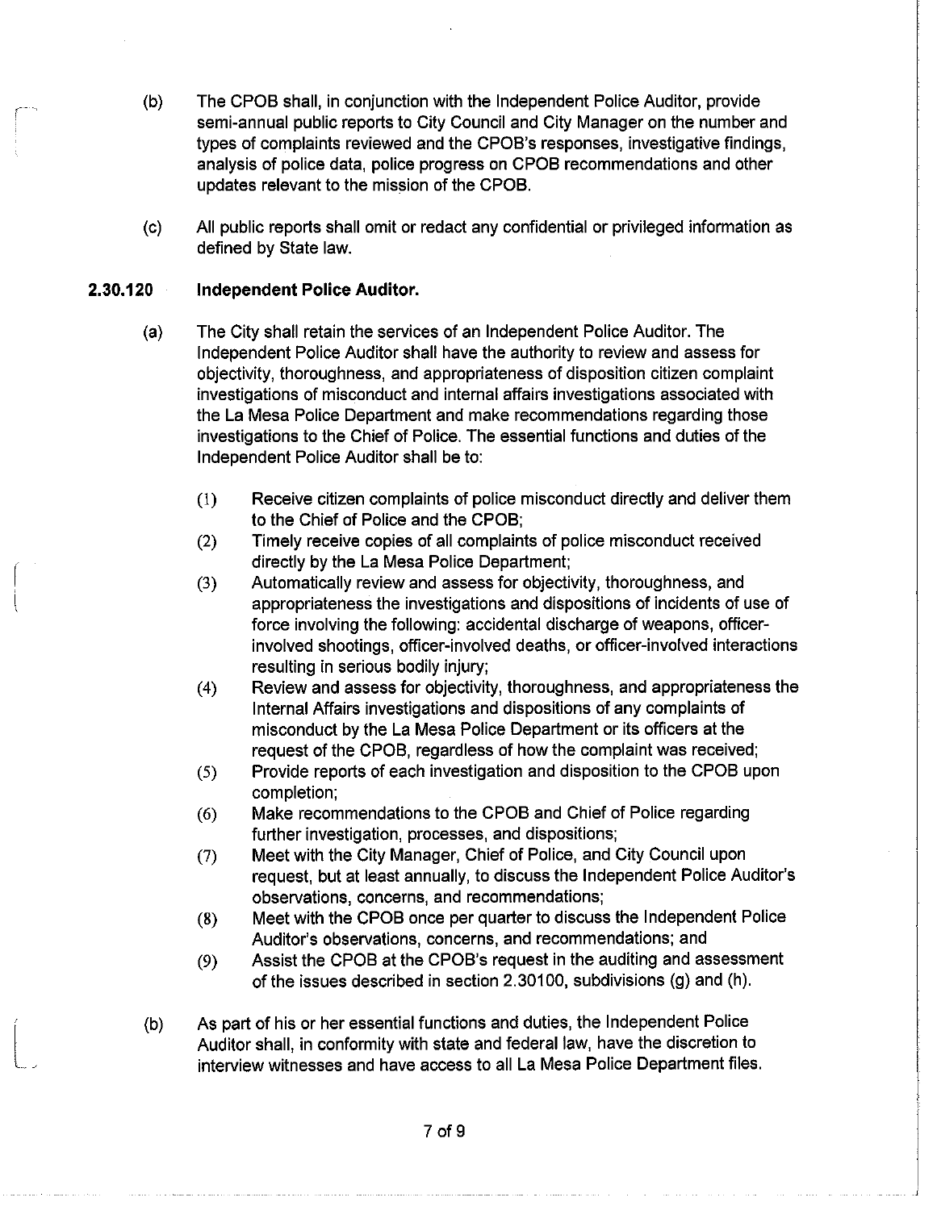(b) The CPOB shall, in conjunction with the Independent Police Auditor, provide semi-annual public reports to City Council and City Manager on the number and types of complaints reviewed and the CPOB's responses, investigative findings, analysis of police data, police progress on CPOB recommendations and other updates relevant to the mission of the CPOB.

(c) All public reports shall omit or redact any confidential or privileged information as defined by State law.

**2.30.120 Independent Police Auditor.**

(a) The City shall retain the services of an Independent Police Auditor. The Independent Police Auditor shall have the authority to review and assess for objectivity, thoroughness, and appropriateness of disposition citizen complaint investigations of misconduct and internal affairs investigations associated with the La Mesa Police Department and make recommendations regarding those investigations to the Chief of Police. The essential functions and duties of the Independent Police Auditor shall be to:

(1) Receive citizen complaints of police misconduct directly and deliver them to the Chief of Police and the CPOB;

(2) Timely receive copies of all complaints of police misconduct received directly by the La Mesa Police Department;

(3) Automatically review and assess for objectivity, thoroughness, and appropriateness the investigations and dispositions of incidents of use of force involving the following: accidental discharge of weapons, officer-involved shootings, officer-involved deaths, or officer-involved interactions resulting in serious bodily injury;

(4) Review and assess for objectivity, thoroughness, and appropriateness the Internal Affairs investigations and dispositions of any complaints of misconduct by the La Mesa Police Department or its officers at the request of the CPOB, regardless of how the complaint was received;

(5) Provide reports of each investigation and disposition to the CPOB upon completion;

(6) Make recommendations to the CPOB and Chief of Police regarding further investigation, processes, and dispositions;

(7) Meet with the City Manager, Chief of Police, and City Council upon request, but at least annually, to discuss the Independent Police Auditor's observations, concerns, and recommendations;

(8) Meet with the CPOB once per quarter to discuss the Independent Police Auditor's observations, concerns, and recommendations; and

(9) Assist the CPOB at the CPOB's request in the auditing and assessment of the issues described in section 2.30100, subdivisions (g) and (h).

(b) As part of his or her essential functions and duties, the Independent Police Auditor shall, in conformity with state and federal law, have the discretion to interview witnesses and have access to all La Mesa Police Department files.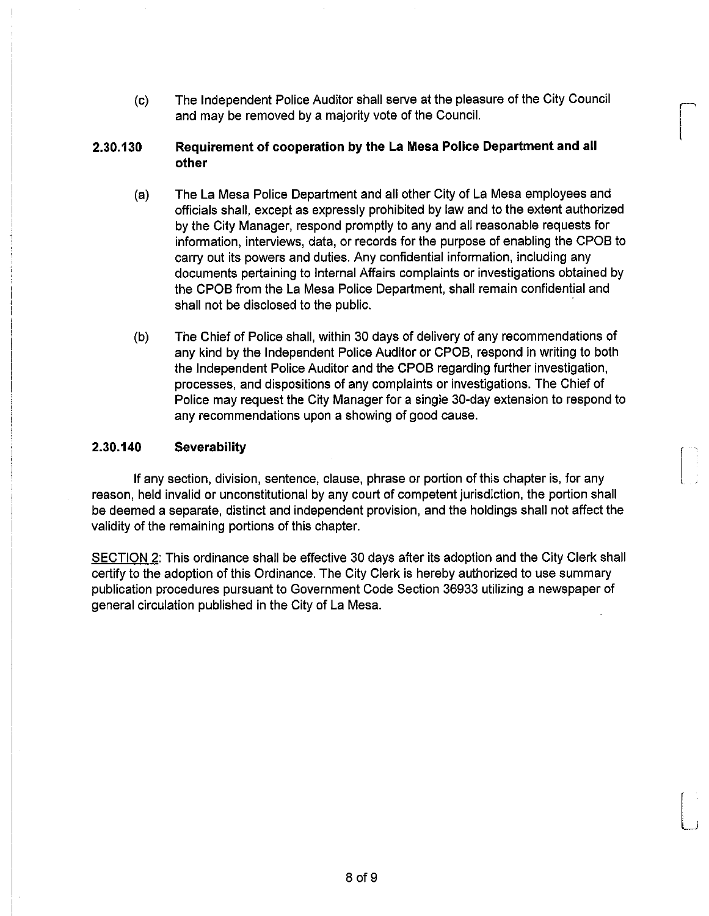(c) The Independent Police Auditor shall serve at the pleasure of the City Council and may be removed by a majority vote of the Council.

**2.30.130 Requirement of cooperation by the La Mesa Police Department and all other**

(a) The La Mesa Police Department and all other City of La Mesa employees and officials shall, except as expressly prohibited by law and to the extent authorized by the City Manager, respond promptly to any and all reasonable requests for information, interviews, data, or records for the purpose of enabling the CPOB to carry out its powers and duties. Any confidential information, including any documents pertaining to Internal Affairs complaints or investigations obtained by the CPOB from the La Mesa Police Department, shall remain confidential and shall not be disclosed to the public.

(b) The Chief of Police shall, within 30 days of delivery of any recommendations of any kind by the Independent Police Auditor or CPOB, respond in writing to both the Independent Police Auditor and the CPOB regarding further investigation, processes, and dispositions of any complaints or investigations. The Chief of Police may request the City Manager for a single 30-day extension to respond to any recommendations upon a showing of good cause.

**2.30.140 Severability**

If any section, division, sentence, clause, phrase or portion of this chapter is, for any reason, held invalid or unconstitutional by any court of competent jurisdiction, the portion shall be deemed a separate, distinct and independent provision, and the holdings shall not affect the validity of the remaining portions of this chapter.

SECTION 2: This ordinance shall be effective 30 days after its adoption and the City Clerk shall certify to the adoption of this Ordinance. The City Clerk is hereby authorized to use summary publication procedures pursuant to Government Code Section 36933 utilizing a newspaper of general circulation published in the City of La Mesa.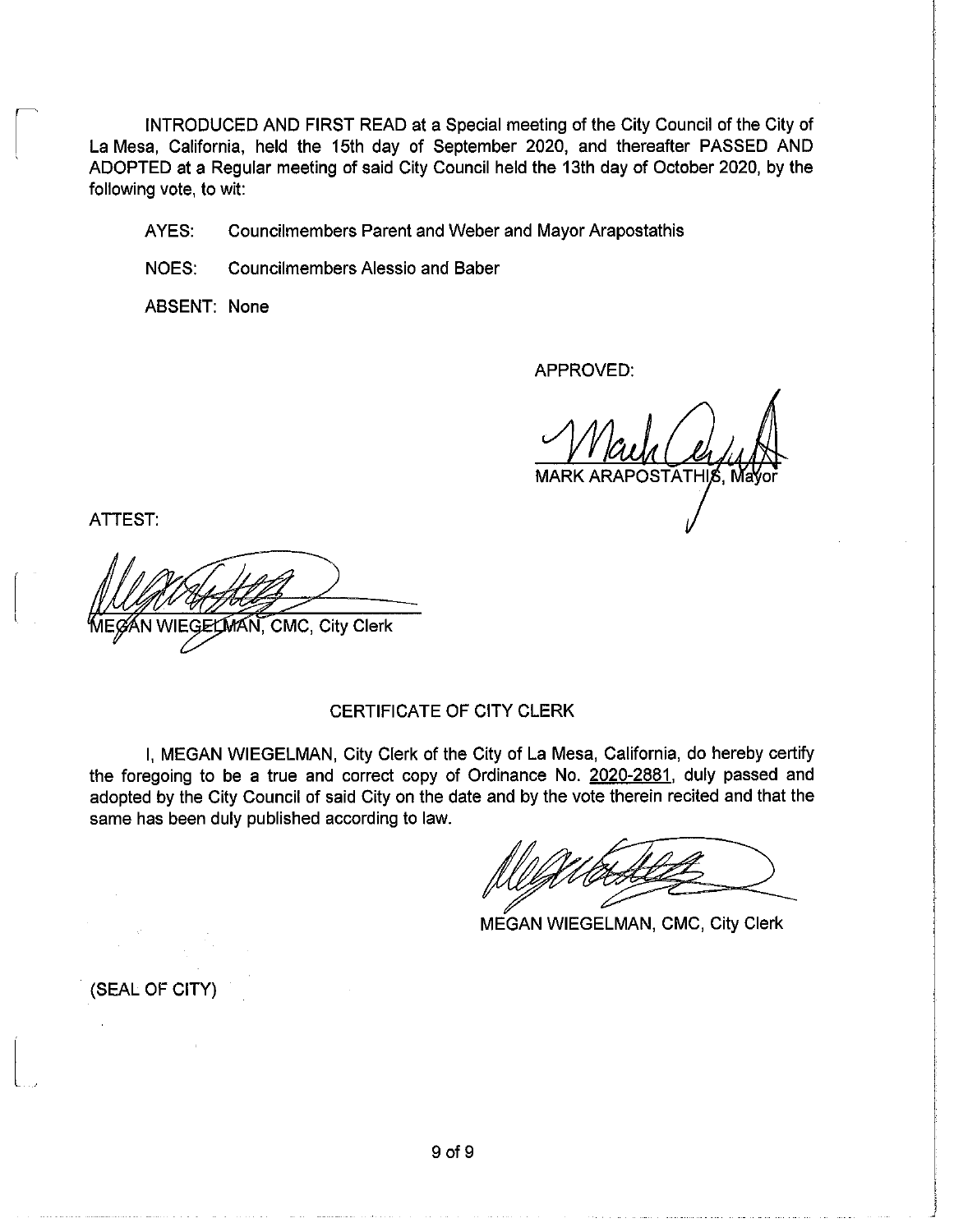INTRODUCED AND FIRST READ at a Special meeting of the City Council of the City of La Mesa, California, held the 15th day of September 2020, and thereafter PASSED AND ADOPTED at a Regular meeting of said City Council held the 13th day of October 2020, by the following vote, to wit:

AYES: Councilmembers Parent and Weber and Mayor Arapostathis

NOES: Councilmembers Alessio and Baber

ABSENT: None

APPROVED:

MARK ARAPOSTATHIS, Mayor

ATTEST:

MEGAN WIEGELMAN, CMC, City Clerk

CERTIFICATE OF CITY CLERK

I, MEGAN WIEGELMAN, City Clerk of the City of La Mesa, California, do hereby certify the foregoing to be a true and correct copy of Ordinance No. 2020-2881, duly passed and adopted by the City Council of said City on the date and by the vote therein recited and that the same has been duly published according to law.

MEGAN WIEGELMAN, CMC, City Clerk

(SEAL OF CITY)